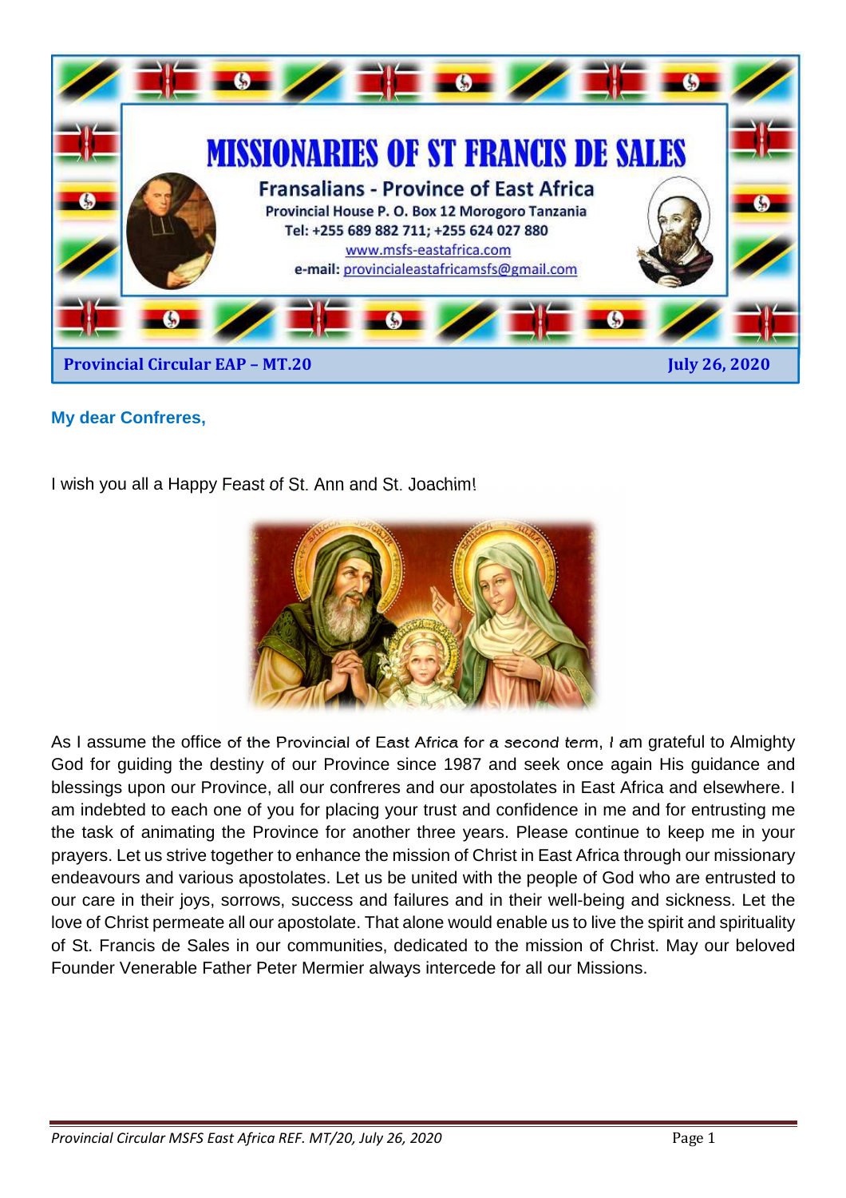# MISSIONARIES OF ST FRANCIS DE SALES

## Fransalians - Province of East Africa

Provincial House P. O. Box 12 Morogoro Tanzania
Tel: +255 689 882 711; +255 624 027 880
www.msfs-eastafrica.com
e-mail: provincialeastafricamsfs@gmail.com

**Provincial Circular EAP – MT.20** **July 26, 2020**

**My dear Confreres,**

I wish you all a Happy Feast of St. Ann and St. Joachim!

As I assume the office of the Provincial of East Africa for a second term, I am grateful to Almighty God for guiding the destiny of our Province since 1987 and seek once again His guidance and blessings upon our Province, all our confreres and our apostolates in East Africa and elsewhere. I am indebted to each one of you for placing your trust and confidence in me and for entrusting me the task of animating the Province for another three years. Please continue to keep me in your prayers. Let us strive together to enhance the mission of Christ in East Africa through our missionary endeavours and various apostolates. Let us be united with the people of God who are entrusted to our care in their joys, sorrows, success and failures and in their well-being and sickness. Let the love of Christ permeate all our apostolate. That alone would enable us to live the spirit and spirituality of St. Francis de Sales in our communities, dedicated to the mission of Christ. May our beloved Founder Venerable Father Peter Mermier always intercede for all our Missions.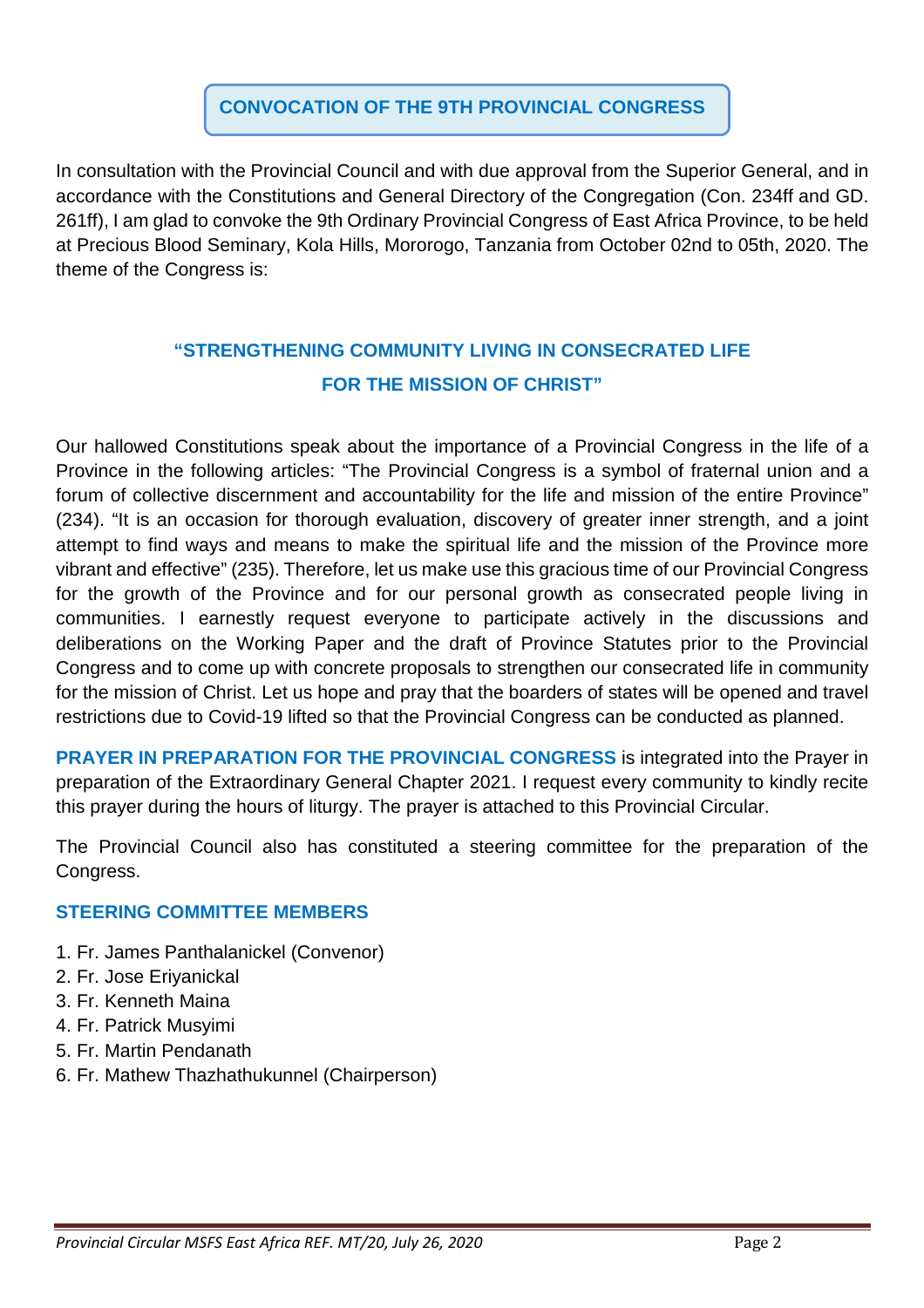## CONVOCATION OF THE 9TH PROVINCIAL CONGRESS

In consultation with the Provincial Council and with due approval from the Superior General, and in accordance with the Constitutions and General Directory of the Congregation (Con. 234ff and GD. 261ff), I am glad to convoke the 9th Ordinary Provincial Congress of East Africa Province, to be held at Precious Blood Seminary, Kola Hills, Mororogo, Tanzania from October 02nd to 05th, 2020. The theme of the Congress is:

**"STRENGTHENING COMMUNITY LIVING IN CONSECRATED LIFE FOR THE MISSION OF CHRIST"**

Our hallowed Constitutions speak about the importance of a Provincial Congress in the life of a Province in the following articles: "The Provincial Congress is a symbol of fraternal union and a forum of collective discernment and accountability for the life and mission of the entire Province" (234). "It is an occasion for thorough evaluation, discovery of greater inner strength, and a joint attempt to find ways and means to make the spiritual life and the mission of the Province more vibrant and effective" (235). Therefore, let us make use this gracious time of our Provincial Congress for the growth of the Province and for our personal growth as consecrated people living in communities. I earnestly request everyone to participate actively in the discussions and deliberations on the Working Paper and the draft of Province Statutes prior to the Provincial Congress and to come up with concrete proposals to strengthen our consecrated life in community for the mission of Christ. Let us hope and pray that the boarders of states will be opened and travel restrictions due to Covid-19 lifted so that the Provincial Congress can be conducted as planned.

**PRAYER IN PREPARATION FOR THE PROVINCIAL CONGRESS** is integrated into the Prayer in preparation of the Extraordinary General Chapter 2021. I request every community to kindly recite this prayer during the hours of liturgy. The prayer is attached to this Provincial Circular.

The Provincial Council also has constituted a steering committee for the preparation of the Congress.

### STEERING COMMITTEE MEMBERS

1. Fr. James Panthalanickel (Convenor)
2. Fr. Jose Eriyanickal
3. Fr. Kenneth Maina
4. Fr. Patrick Musyimi
5. Fr. Martin Pendanath
6. Fr. Mathew Thazhathukunnel (Chairperson)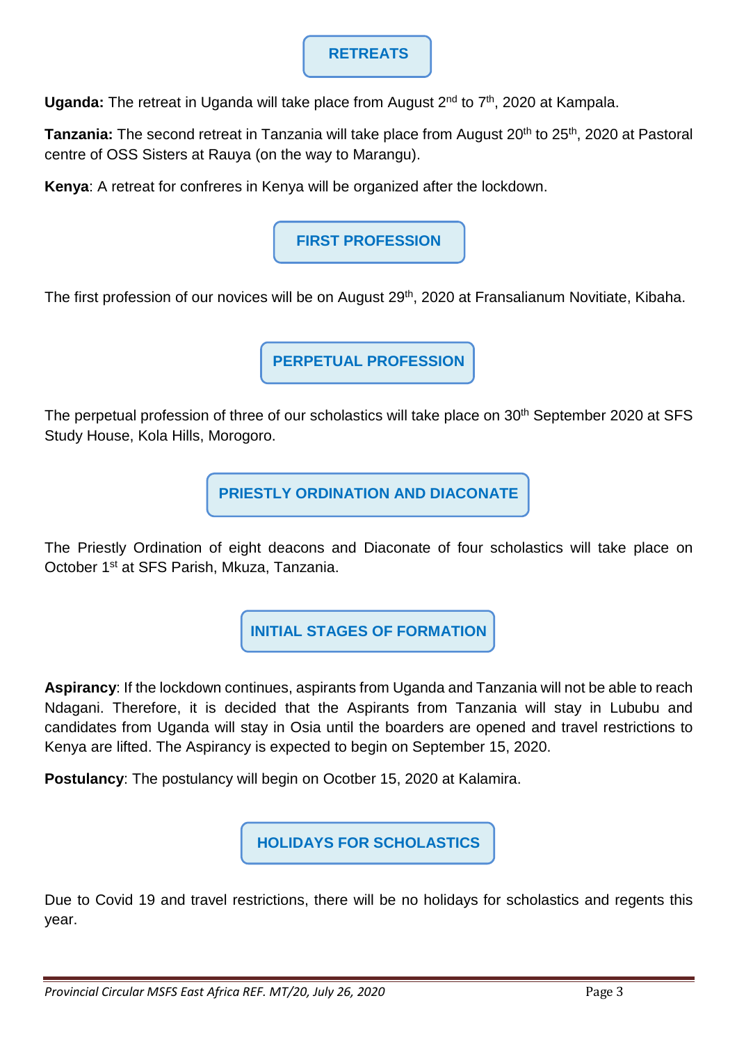## RETREATS

**Uganda:** The retreat in Uganda will take place from August 2nd to 7th, 2020 at Kampala.

**Tanzania:** The second retreat in Tanzania will take place from August 20th to 25th, 2020 at Pastoral centre of OSS Sisters at Rauya (on the way to Marangu).

**Kenya**: A retreat for confreres in Kenya will be organized after the lockdown.

## FIRST PROFESSION

The first profession of our novices will be on August 29th, 2020 at Fransalianum Novitiate, Kibaha.

## PERPETUAL PROFESSION

The perpetual profession of three of our scholastics will take place on 30th September 2020 at SFS Study House, Kola Hills, Morogoro.

## PRIESTLY ORDINATION AND DIACONATE

The Priestly Ordination of eight deacons and Diaconate of four scholastics will take place on October 1st at SFS Parish, Mkuza, Tanzania.

## INITIAL STAGES OF FORMATION

**Aspirancy**: If the lockdown continues, aspirants from Uganda and Tanzania will not be able to reach Ndagani. Therefore, it is decided that the Aspirants from Tanzania will stay in Lububu and candidates from Uganda will stay in Osia until the boarders are opened and travel restrictions to Kenya are lifted. The Aspirancy is expected to begin on September 15, 2020.

**Postulancy**: The postulancy will begin on Ocotber 15, 2020 at Kalamira.

## HOLIDAYS FOR SCHOLASTICS

Due to Covid 19 and travel restrictions, there will be no holidays for scholastics and regents this year.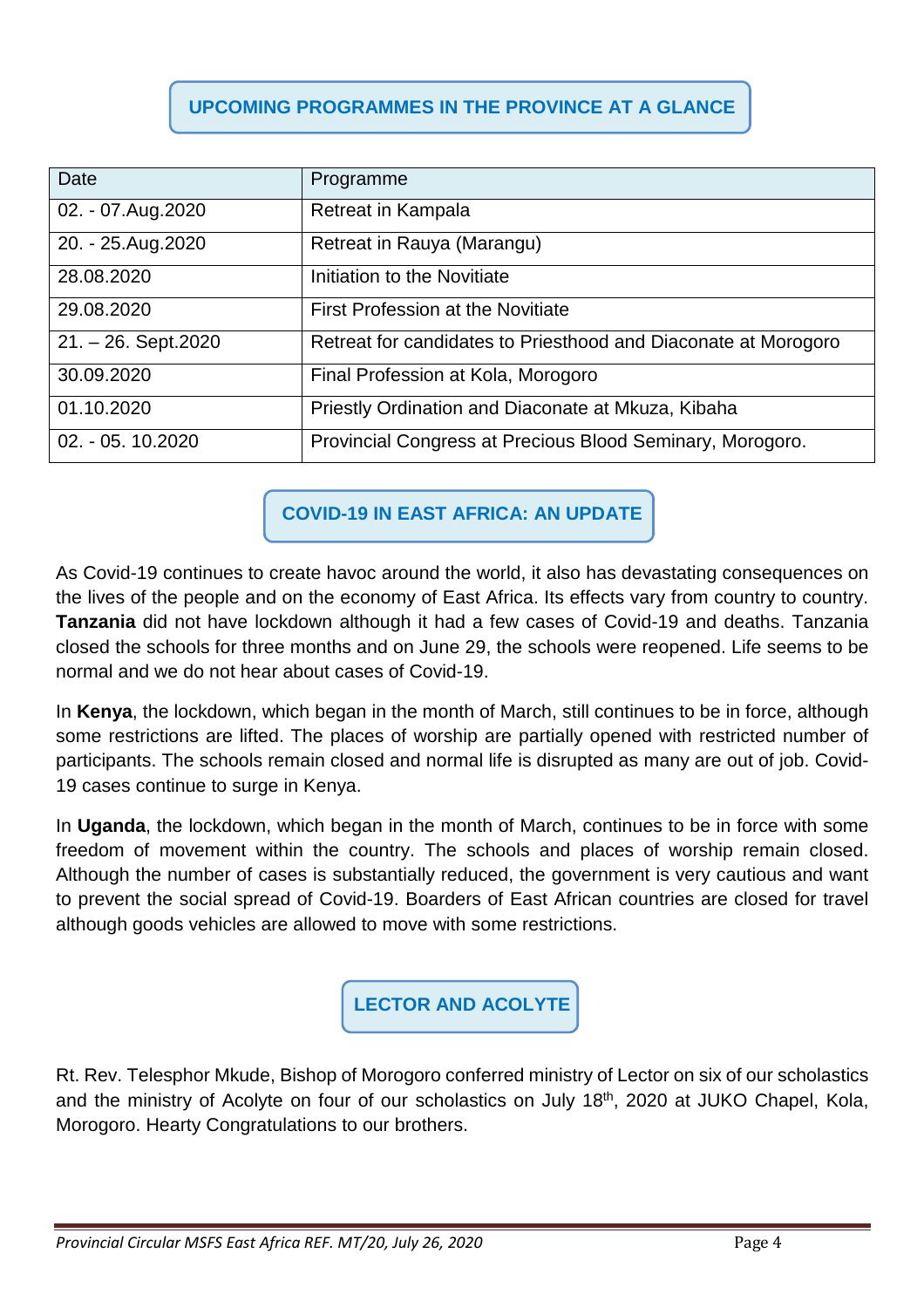## UPCOMING PROGRAMMES IN THE PROVINCE AT A GLANCE

| Date | Programme |
|---|---|
| 02. - 07.Aug.2020 | Retreat in Kampala |
| 20. - 25.Aug.2020 | Retreat in Rauya (Marangu) |
| 28.08.2020 | Initiation to the Novitiate |
| 29.08.2020 | First Profession at the Novitiate |
| 21. – 26. Sept.2020 | Retreat for candidates to Priesthood and Diaconate at Morogoro |
| 30.09.2020 | Final Profession at Kola, Morogoro |
| 01.10.2020 | Priestly Ordination and Diaconate at Mkuza, Kibaha |
| 02. - 05. 10.2020 | Provincial Congress at Precious Blood Seminary, Morogoro. |

## COVID-19 IN EAST AFRICA: AN UPDATE

As Covid-19 continues to create havoc around the world, it also has devastating consequences on the lives of the people and on the economy of East Africa. Its effects vary from country to country. **Tanzania** did not have lockdown although it had a few cases of Covid-19 and deaths. Tanzania closed the schools for three months and on June 29, the schools were reopened. Life seems to be normal and we do not hear about cases of Covid-19.

In **Kenya**, the lockdown, which began in the month of March, still continues to be in force, although some restrictions are lifted. The places of worship are partially opened with restricted number of participants. The schools remain closed and normal life is disrupted as many are out of job. Covid-19 cases continue to surge in Kenya.

In **Uganda**, the lockdown, which began in the month of March, continues to be in force with some freedom of movement within the country. The schools and places of worship remain closed. Although the number of cases is substantially reduced, the government is very cautious and want to prevent the social spread of Covid-19. Boarders of East African countries are closed for travel although goods vehicles are allowed to move with some restrictions.

## LECTOR AND ACOLYTE

Rt. Rev. Telesphor Mkude, Bishop of Morogoro conferred ministry of Lector on six of our scholastics and the ministry of Acolyte on four of our scholastics on July 18th, 2020 at JUKO Chapel, Kola, Morogoro. Hearty Congratulations to our brothers.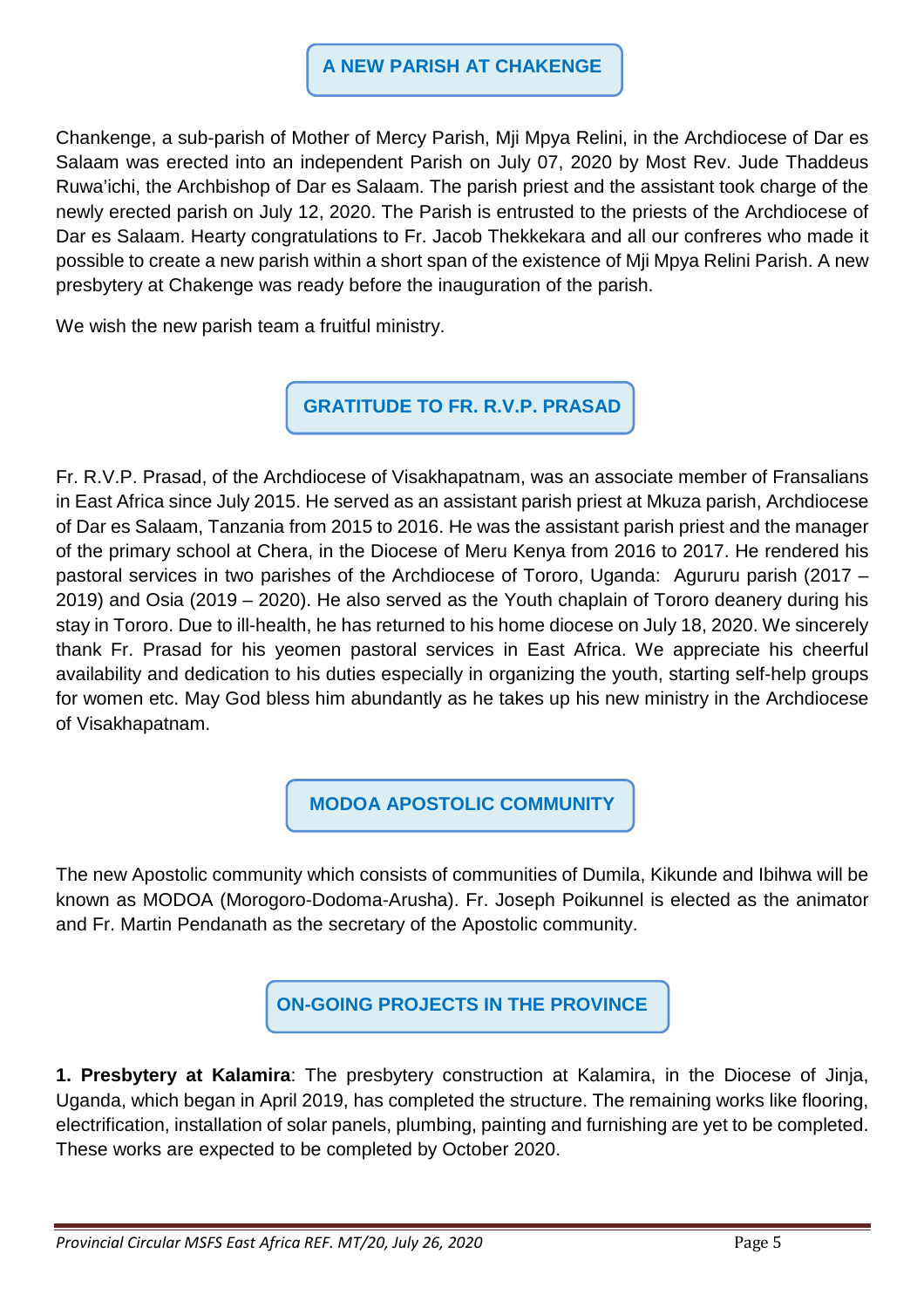## A NEW PARISH AT CHAKENGE

Chankenge, a sub-parish of Mother of Mercy Parish, Mji Mpya Relini, in the Archdiocese of Dar es Salaam was erected into an independent Parish on July 07, 2020 by Most Rev. Jude Thaddeus Ruwa'ichi, the Archbishop of Dar es Salaam. The parish priest and the assistant took charge of the newly erected parish on July 12, 2020. The Parish is entrusted to the priests of the Archdiocese of Dar es Salaam. Hearty congratulations to Fr. Jacob Thekkekara and all our confreres who made it possible to create a new parish within a short span of the existence of Mji Mpya Relini Parish. A new presbytery at Chakenge was ready before the inauguration of the parish.

We wish the new parish team a fruitful ministry.

## GRATITUDE TO FR. R.V.P. PRASAD

Fr. R.V.P. Prasad, of the Archdiocese of Visakhapatnam, was an associate member of Fransalians in East Africa since July 2015. He served as an assistant parish priest at Mkuza parish, Archdiocese of Dar es Salaam, Tanzania from 2015 to 2016. He was the assistant parish priest and the manager of the primary school at Chera, in the Diocese of Meru Kenya from 2016 to 2017. He rendered his pastoral services in two parishes of the Archdiocese of Tororo, Uganda: Agururu parish (2017 – 2019) and Osia (2019 – 2020). He also served as the Youth chaplain of Tororo deanery during his stay in Tororo. Due to ill-health, he has returned to his home diocese on July 18, 2020. We sincerely thank Fr. Prasad for his yeomen pastoral services in East Africa. We appreciate his cheerful availability and dedication to his duties especially in organizing the youth, starting self-help groups for women etc. May God bless him abundantly as he takes up his new ministry in the Archdiocese of Visakhapatnam.

## MODOA APOSTOLIC COMMUNITY

The new Apostolic community which consists of communities of Dumila, Kikunde and Ibihwa will be known as MODOA (Morogoro-Dodoma-Arusha). Fr. Joseph Poikunnel is elected as the animator and Fr. Martin Pendanath as the secretary of the Apostolic community.

## ON-GOING PROJECTS IN THE PROVINCE

**1. Presbytery at Kalamira**: The presbytery construction at Kalamira, in the Diocese of Jinja, Uganda, which began in April 2019, has completed the structure. The remaining works like flooring, electrification, installation of solar panels, plumbing, painting and furnishing are yet to be completed. These works are expected to be completed by October 2020.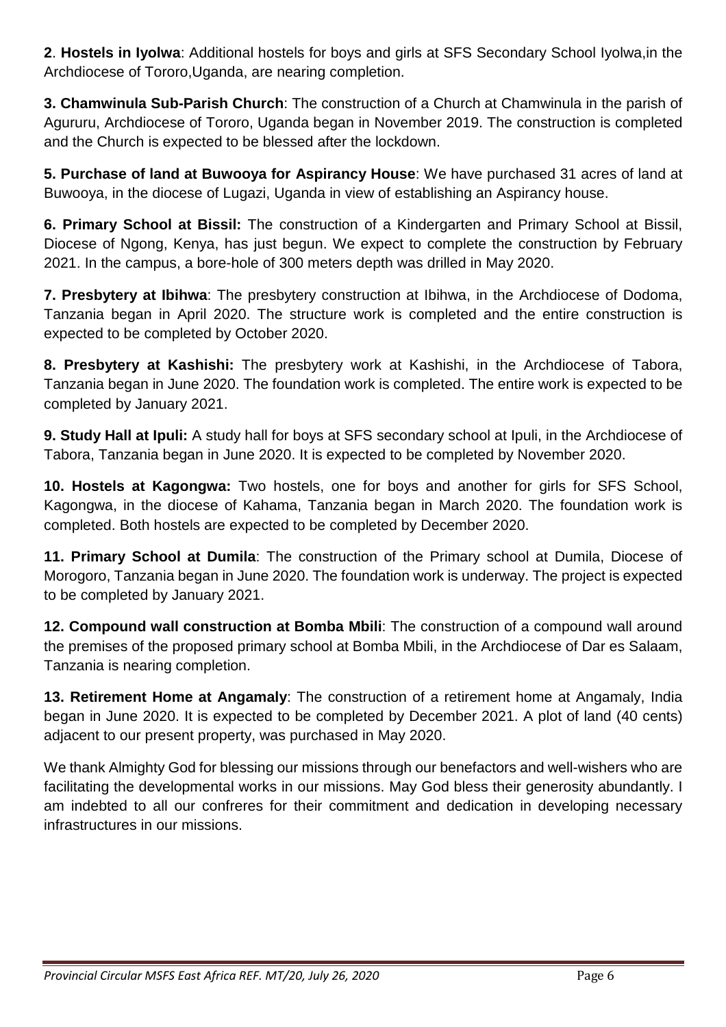**2**. **Hostels in Iyolwa**: Additional hostels for boys and girls at SFS Secondary School Iyolwa,in the Archdiocese of Tororo,Uganda, are nearing completion.

**3. Chamwinula Sub-Parish Church**: The construction of a Church at Chamwinula in the parish of Agururu, Archdiocese of Tororo, Uganda began in November 2019. The construction is completed and the Church is expected to be blessed after the lockdown.

**5. Purchase of land at Buwooya for Aspirancy House**: We have purchased 31 acres of land at Buwooya, in the diocese of Lugazi, Uganda in view of establishing an Aspirancy house.

**6. Primary School at Bissil:** The construction of a Kindergarten and Primary School at Bissil, Diocese of Ngong, Kenya, has just begun. We expect to complete the construction by February 2021. In the campus, a bore-hole of 300 meters depth was drilled in May 2020.

**7. Presbytery at Ibihwa**: The presbytery construction at Ibihwa, in the Archdiocese of Dodoma, Tanzania began in April 2020. The structure work is completed and the entire construction is expected to be completed by October 2020.

**8. Presbytery at Kashishi:** The presbytery work at Kashishi, in the Archdiocese of Tabora, Tanzania began in June 2020. The foundation work is completed. The entire work is expected to be completed by January 2021.

**9. Study Hall at Ipuli:** A study hall for boys at SFS secondary school at Ipuli, in the Archdiocese of Tabora, Tanzania began in June 2020. It is expected to be completed by November 2020.

**10. Hostels at Kagongwa:** Two hostels, one for boys and another for girls for SFS School, Kagongwa, in the diocese of Kahama, Tanzania began in March 2020. The foundation work is completed. Both hostels are expected to be completed by December 2020.

**11. Primary School at Dumila**: The construction of the Primary school at Dumila, Diocese of Morogoro, Tanzania began in June 2020. The foundation work is underway. The project is expected to be completed by January 2021.

**12. Compound wall construction at Bomba Mbili**: The construction of a compound wall around the premises of the proposed primary school at Bomba Mbili, in the Archdiocese of Dar es Salaam, Tanzania is nearing completion.

**13. Retirement Home at Angamaly**: The construction of a retirement home at Angamaly, India began in June 2020. It is expected to be completed by December 2021. A plot of land (40 cents) adjacent to our present property, was purchased in May 2020.

We thank Almighty God for blessing our missions through our benefactors and well-wishers who are facilitating the developmental works in our missions. May God bless their generosity abundantly. I am indebted to all our confreres for their commitment and dedication in developing necessary infrastructures in our missions.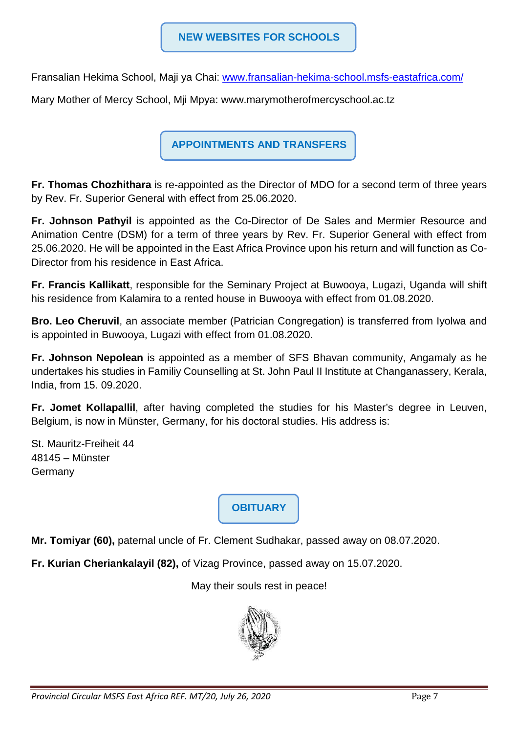## NEW WEBSITES FOR SCHOOLS

Fransalian Hekima School, Maji ya Chai: [www.fransalian-hekima-school.msfs-eastafrica.com/](http://www.fransalian-hekima-school.msfs-eastafrica.com/)

Mary Mother of Mercy School, Mji Mpya: www.marymotherofmercyschool.ac.tz

## APPOINTMENTS AND TRANSFERS

**Fr. Thomas Chozhithara** is re-appointed as the Director of MDO for a second term of three years by Rev. Fr. Superior General with effect from 25.06.2020.

**Fr. Johnson Pathyil** is appointed as the Co-Director of De Sales and Mermier Resource and Animation Centre (DSM) for a term of three years by Rev. Fr. Superior General with effect from 25.06.2020. He will be appointed in the East Africa Province upon his return and will function as Co-Director from his residence in East Africa.

**Fr. Francis Kallikatt**, responsible for the Seminary Project at Buwooya, Lugazi, Uganda will shift his residence from Kalamira to a rented house in Buwooya with effect from 01.08.2020.

**Bro. Leo Cheruvil**, an associate member (Patrician Congregation) is transferred from Iyolwa and is appointed in Buwooya, Lugazi with effect from 01.08.2020.

**Fr. Johnson Nepolean** is appointed as a member of SFS Bhavan community, Angamaly as he undertakes his studies in Familiy Counselling at St. John Paul II Institute at Changanassery, Kerala, India, from 15. 09.2020.

**Fr. Jomet Kollapallil**, after having completed the studies for his Master's degree in Leuven, Belgium, is now in Münster, Germany, for his doctoral studies. His address is:

St. Mauritz-Freiheit 44  
48145 – Münster  
Germany

## OBITUARY

**Mr. Tomiyar (60),** paternal uncle of Fr. Clement Sudhakar, passed away on 08.07.2020.

**Fr. Kurian Cheriankalayil (82),** of Vizag Province, passed away on 15.07.2020.

May their souls rest in peace!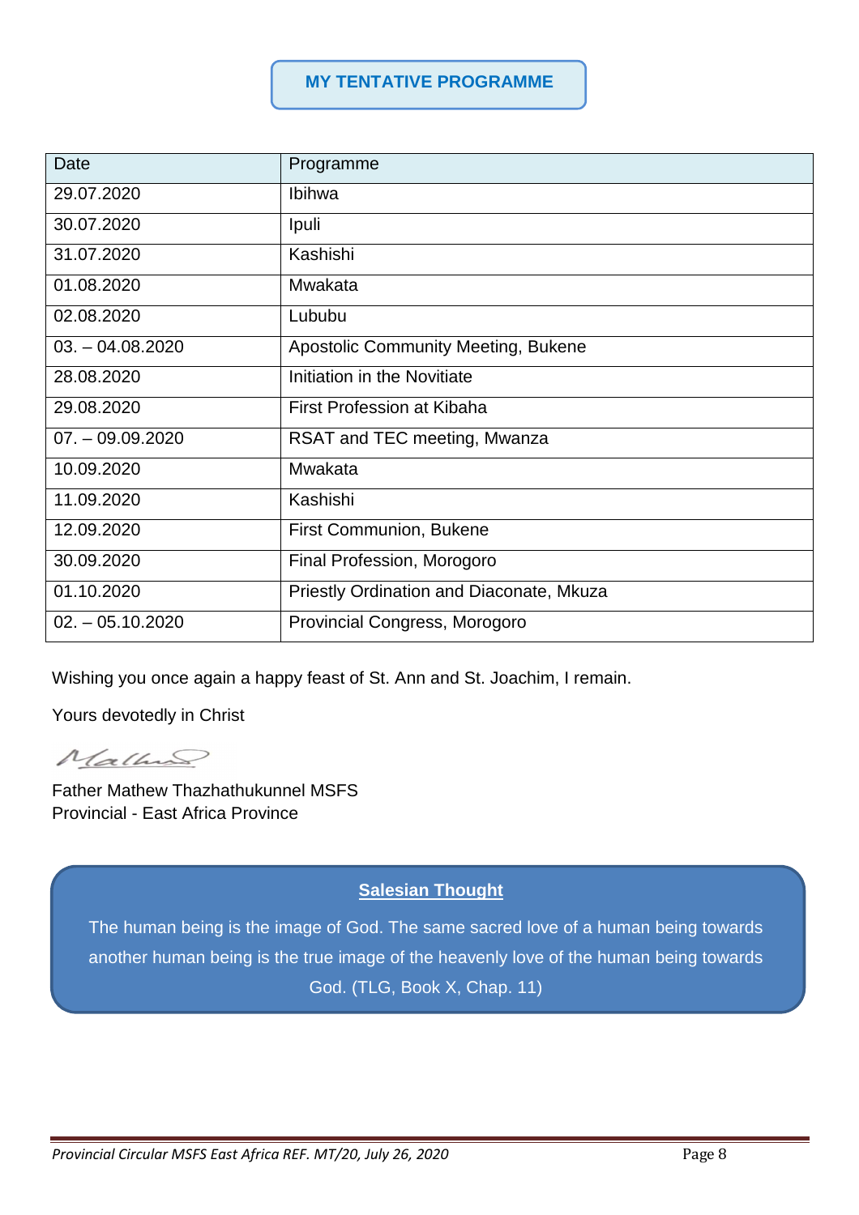## MY TENTATIVE PROGRAMME

| Date | Programme |
|---|---|
| 29.07.2020 | Ibihwa |
| 30.07.2020 | Ipuli |
| 31.07.2020 | Kashishi |
| 01.08.2020 | Mwakata |
| 02.08.2020 | Lububu |
| 03. – 04.08.2020 | Apostolic Community Meeting, Bukene |
| 28.08.2020 | Initiation in the Novitiate |
| 29.08.2020 | First Profession at Kibaha |
| 07. – 09.09.2020 | RSAT and TEC meeting, Mwanza |
| 10.09.2020 | Mwakata |
| 11.09.2020 | Kashishi |
| 12.09.2020 | First Communion, Bukene |
| 30.09.2020 | Final Profession, Morogoro |
| 01.10.2020 | Priestly Ordination and Diaconate, Mkuza |
| 02. – 05.10.2020 | Provincial Congress, Morogoro |

Wishing you once again a happy feast of St. Ann and St. Joachim, I remain.

Yours devotedly in Christ

Father Mathew Thazhathukunnel MSFS
Provincial - East Africa Province

**Salesian Thought**

The human being is the image of God. The same sacred love of a human being towards another human being is the true image of the heavenly love of the human being towards God. (TLG, Book X, Chap. 11)